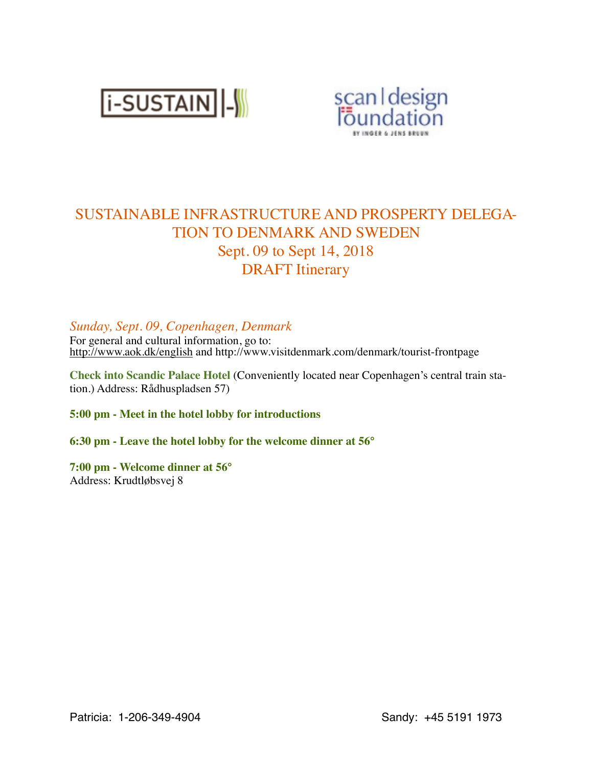i-SUSTAIN

scan | design foundation BY INGER & JENS BRUUN

# SUSTAINABLE INFRASTRUCTURE AND PROSPERTY DELEGATION TO DENMARK AND SWEDEN

## Sept. 09 to Sept 14, 2018

## DRAFT Itinerary

### *Sunday, Sept. 09, Copenhagen, Denmark*

For general and cultural information, go to: http://www.aok.dk/english and http://www.visitdenmark.com/denmark/tourist-frontpage

**Check into Scandic Palace Hotel** (Conveniently located near Copenhagen's central train station.) Address: Rådhuspladsen 57)

**5:00 pm - Meet in the hotel lobby for introductions**

**6:30 pm - Leave the hotel lobby for the welcome dinner at 56°**

**7:00 pm - Welcome dinner at 56°**
Address: Krudtløbsvej 8

Patricia: 1-206-349-4904 Sandy: +45 5191 1973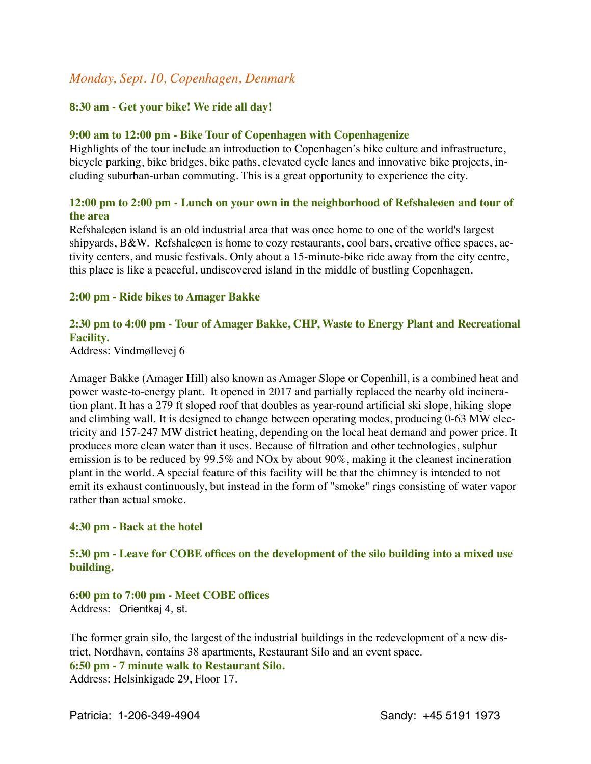## *Monday, Sept. 10, Copenhagen, Denmark*

**8:30 am - Get your bike! We ride all day!**

**9:00 am to 12:00 pm - Bike Tour of Copenhagen with Copenhagenize**

Highlights of the tour include an introduction to Copenhagen's bike culture and infrastructure, bicycle parking, bike bridges, bike paths, elevated cycle lanes and innovative bike projects, including suburban-urban commuting. This is a great opportunity to experience the city.

**12:00 pm to 2:00 pm - Lunch on your own in the neighborhood of Refshaleøen and tour of the area**

Refshaleøen island is an old industrial area that was once home to one of the world's largest shipyards, B&W. Refshaleøen is home to cozy restaurants, cool bars, creative office spaces, activity centers, and music festivals. Only about a 15-minute-bike ride away from the city centre, this place is like a peaceful, undiscovered island in the middle of bustling Copenhagen.

**2:00 pm - Ride bikes to Amager Bakke**

**2:30 pm to 4:00 pm - Tour of Amager Bakke, CHP, Waste to Energy Plant and Recreational Facility.**

Address: Vindmøllevej 6

Amager Bakke (Amager Hill) also known as Amager Slope or Copenhill, is a combined heat and power waste-to-energy plant. It opened in 2017 and partially replaced the nearby old incineration plant. It has a 279 ft sloped roof that doubles as year-round artificial ski slope, hiking slope and climbing wall. It is designed to change between operating modes, producing 0-63 MW electricity and 157-247 MW district heating, depending on the local heat demand and power price. It produces more clean water than it uses. Because of filtration and other technologies, sulphur emission is to be reduced by 99.5% and NOx by about 90%, making it the cleanest incineration plant in the world. A special feature of this facility will be that the chimney is intended to not emit its exhaust continuously, but instead in the form of "smoke" rings consisting of water vapor rather than actual smoke.

**4:30 pm - Back at the hotel**

**5:30 pm - Leave for COBE offices on the development of the silo building into a mixed use building.**

**6:00 pm to 7:00 pm - Meet COBE offices**

Address: Orientkaj 4, st.

The former grain silo, the largest of the industrial buildings in the redevelopment of a new district, Nordhavn, contains 38 apartments, Restaurant Silo and an event space.

**6:50 pm - 7 minute walk to Restaurant Silo.**

Address: Helsinkigade 29, Floor 17.

Patricia: 1-206-349-4904 Sandy: +45 5191 1973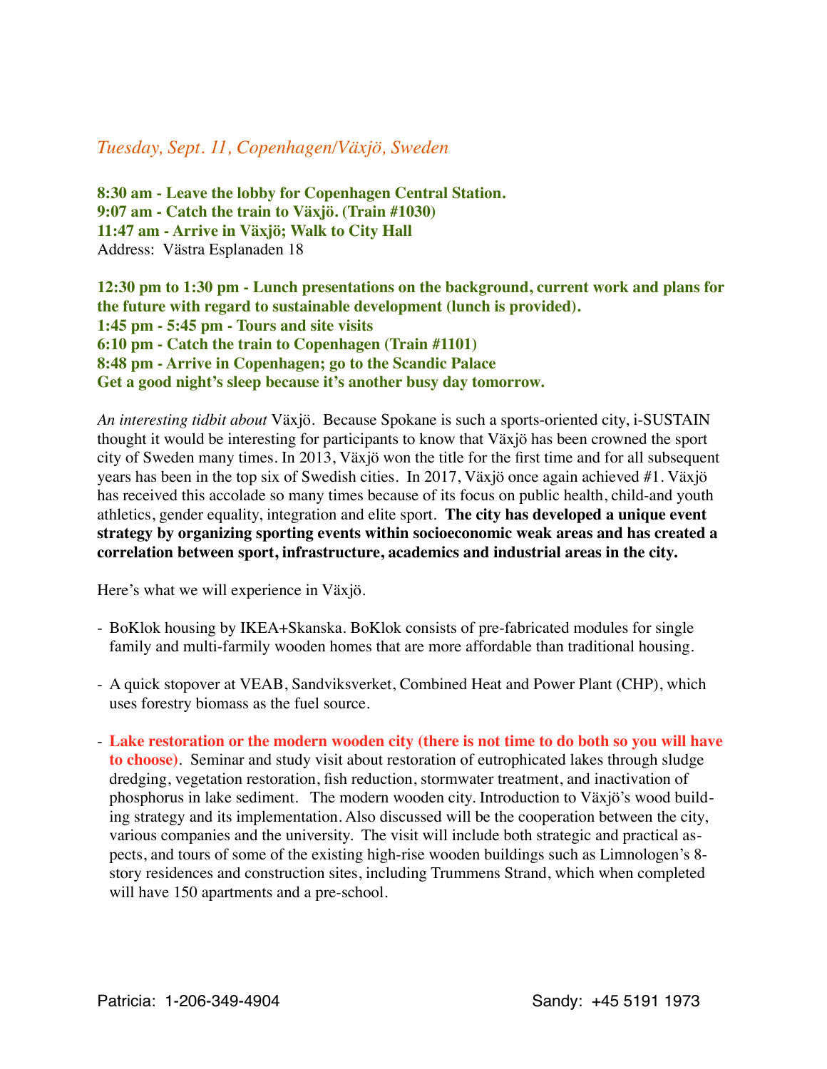*Tuesday, Sept. 11, Copenhagen/Växjö, Sweden*

**8:30 am - Leave the lobby for Copenhagen Central Station.**
**9:07 am - Catch the train to Växjö. (Train #1030)**
**11:47 am - Arrive in Växjö; Walk to City Hall**
Address: Västra Esplanaden 18

**12:30 pm to 1:30 pm - Lunch presentations on the background, current work and plans for the future with regard to sustainable development (lunch is provided).**
**1:45 pm - 5:45 pm - Tours and site visits**
**6:10 pm - Catch the train to Copenhagen (Train #1101)**
**8:48 pm - Arrive in Copenhagen; go to the Scandic Palace**
**Get a good night's sleep because it's another busy day tomorrow.**

*An interesting tidbit about* Växjö. Because Spokane is such a sports-oriented city, i-SUSTAIN thought it would be interesting for participants to know that Växjö has been crowned the sport city of Sweden many times. In 2013, Växjö won the title for the first time and for all subsequent years has been in the top six of Swedish cities. In 2017, Växjö once again achieved #1. Växjö has received this accolade so many times because of its focus on public health, child-and youth athletics, gender equality, integration and elite sport. **The city has developed a unique event strategy by organizing sporting events within socioeconomic weak areas and has created a correlation between sport, infrastructure, academics and industrial areas in the city.**

Here's what we will experience in Växjö.

- BoKlok housing by IKEA+Skanska. BoKlok consists of pre-fabricated modules for single family and multi-farmily wooden homes that are more affordable than traditional housing.

- A quick stopover at VEAB, Sandviksverket, Combined Heat and Power Plant (CHP), which uses forestry biomass as the fuel source.

- **Lake restoration or the modern wooden city (there is not time to do both so you will have to choose)**. Seminar and study visit about restoration of eutrophicated lakes through sludge dredging, vegetation restoration, fish reduction, stormwater treatment, and inactivation of phosphorus in lake sediment. The modern wooden city. Introduction to Växjö's wood building strategy and its implementation. Also discussed will be the cooperation between the city, various companies and the university. The visit will include both strategic and practical aspects, and tours of some of the existing high-rise wooden buildings such as Limnologen's 8-story residences and construction sites, including Trummens Strand, which when completed will have 150 apartments and a pre-school.

Patricia: 1-206-349-4904 Sandy: +45 5191 1973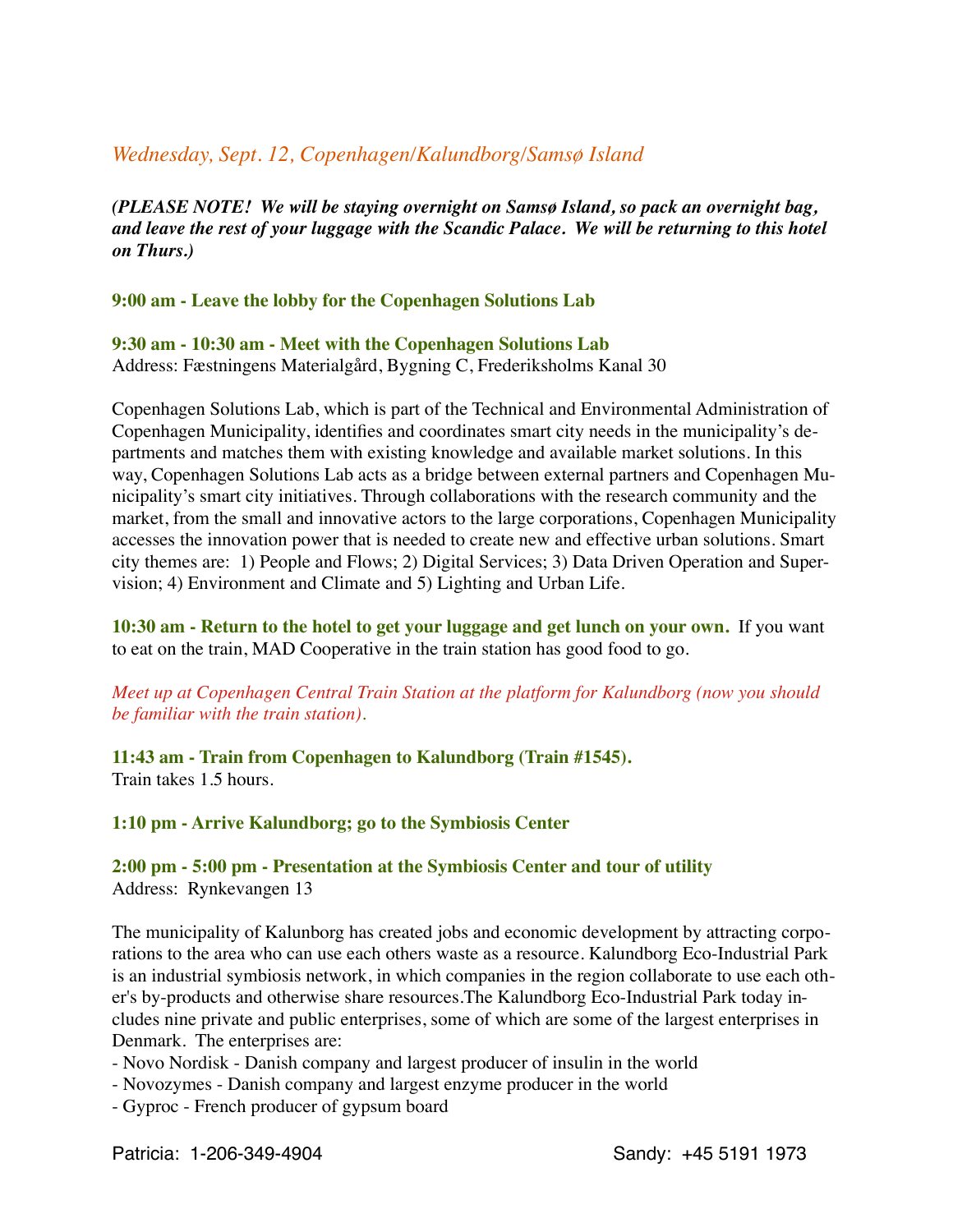### *Wednesday, Sept. 12, Copenhagen/Kalundborg/Samsø Island*

***(PLEASE NOTE! We will be staying overnight on Samsø Island, so pack an overnight bag, and leave the rest of your luggage with the Scandic Palace. We will be returning to this hotel on Thurs.)***

**9:00 am - Leave the lobby for the Copenhagen Solutions Lab**

**9:30 am - 10:30 am - Meet with the Copenhagen Solutions Lab**
Address: Fæstningens Materialgård, Bygning C, Frederiksholms Kanal 30

Copenhagen Solutions Lab, which is part of the Technical and Environmental Administration of Copenhagen Municipality, identifies and coordinates smart city needs in the municipality's departments and matches them with existing knowledge and available market solutions. In this way, Copenhagen Solutions Lab acts as a bridge between external partners and Copenhagen Municipality's smart city initiatives. Through collaborations with the research community and the market, from the small and innovative actors to the large corporations, Copenhagen Municipality accesses the innovation power that is needed to create new and effective urban solutions. Smart city themes are: 1) People and Flows; 2) Digital Services; 3) Data Driven Operation and Supervision; 4) Environment and Climate and 5) Lighting and Urban Life.

**10:30 am - Return to the hotel to get your luggage and get lunch on your own.** If you want to eat on the train, MAD Cooperative in the train station has good food to go.

*Meet up at Copenhagen Central Train Station at the platform for Kalundborg (now you should be familiar with the train station).*

**11:43 am - Train from Copenhagen to Kalundborg (Train #1545).**
Train takes 1.5 hours.

**1:10 pm - Arrive Kalundborg; go to the Symbiosis Center**

**2:00 pm - 5:00 pm - Presentation at the Symbiosis Center and tour of utility**
Address: Rynkevangen 13

The municipality of Kalunborg has created jobs and economic development by attracting corporations to the area who can use each others waste as a resource. Kalundborg Eco-Industrial Park is an industrial symbiosis network, in which companies in the region collaborate to use each other's by-products and otherwise share resources.The Kalundborg Eco-Industrial Park today includes nine private and public enterprises, some of which are some of the largest enterprises in Denmark. The enterprises are:

- Novo Nordisk - Danish company and largest producer of insulin in the world
- Novozymes - Danish company and largest enzyme producer in the world
- Gyproc - French producer of gypsum board

Patricia: 1-206-349-4904 Sandy: +45 5191 1973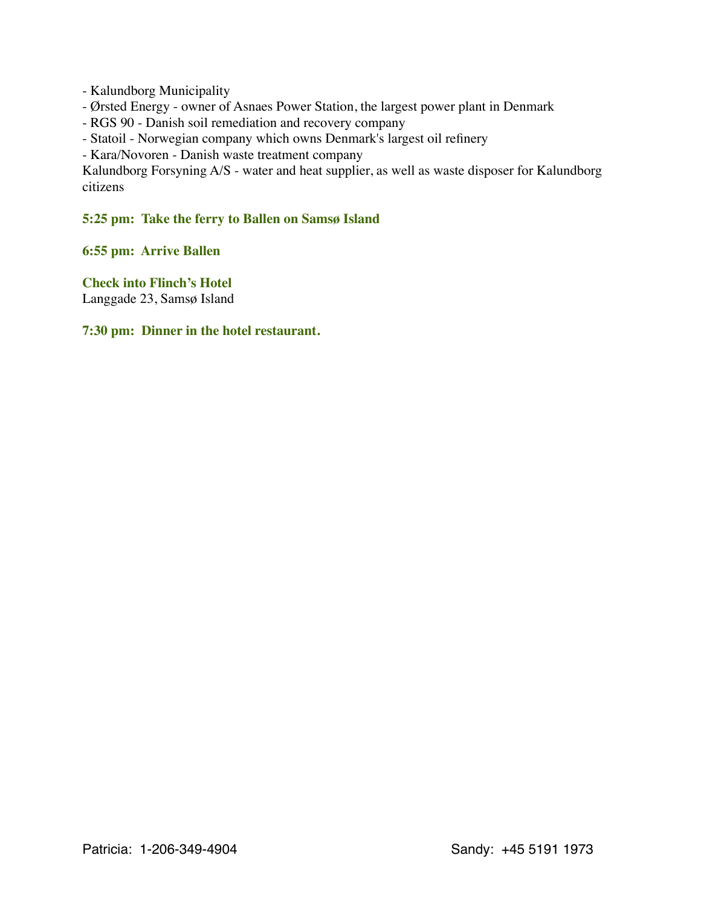- Kalundborg Municipality
- Ørsted Energy - owner of Asnaes Power Station, the largest power plant in Denmark
- RGS 90 - Danish soil remediation and recovery company
- Statoil - Norwegian company which owns Denmark's largest oil refinery
- Kara/Novoren - Danish waste treatment company

Kalundborg Forsyning A/S - water and heat supplier, as well as waste disposer for Kalundborg citizens

**5:25 pm: Take the ferry to Ballen on Samsø Island**

**6:55 pm: Arrive Ballen**

**Check into Flinch's Hotel**
Langgade 23, Samsø Island

**7:30 pm: Dinner in the hotel restaurant.**

Patricia: 1-206-349-4904

Sandy: +45 5191 1973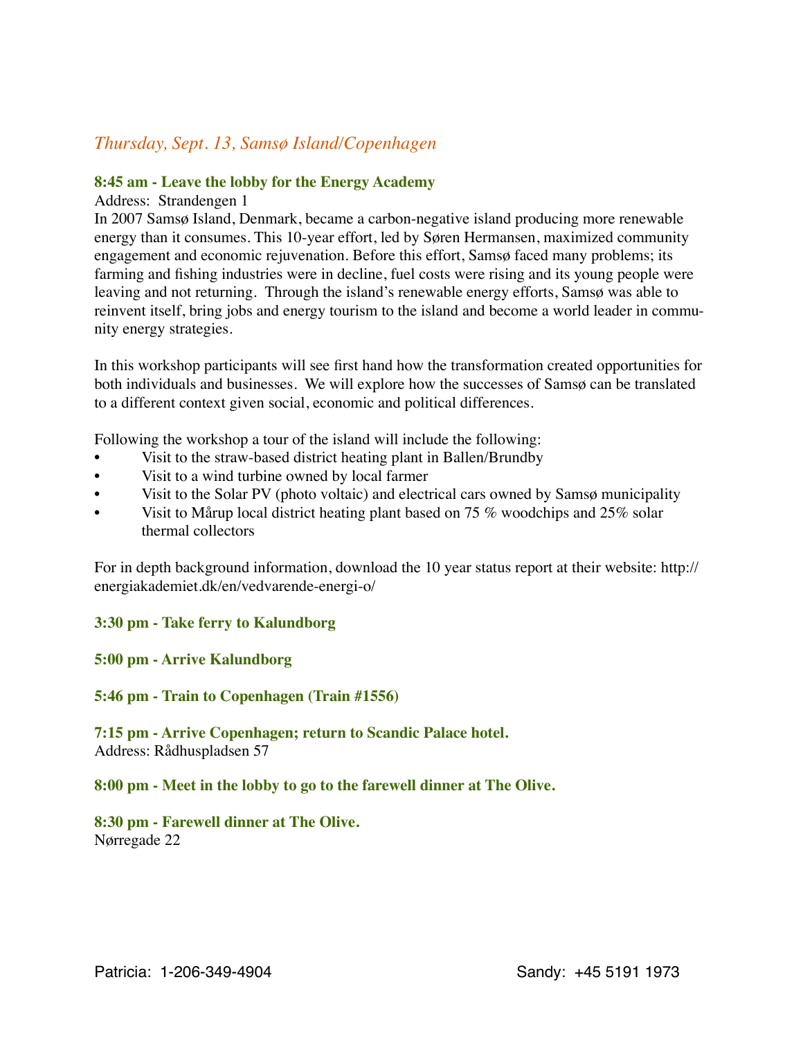## *Thursday, Sept. 13, Samsø Island/Copenhagen*

**8:45 am - Leave the lobby for the Energy Academy**

Address: Strandengen 1

In 2007 Samsø Island, Denmark, became a carbon-negative island producing more renewable energy than it consumes. This 10-year effort, led by Søren Hermansen, maximized community engagement and economic rejuvenation. Before this effort, Samsø faced many problems; its farming and fishing industries were in decline, fuel costs were rising and its young people were leaving and not returning. Through the island's renewable energy efforts, Samsø was able to reinvent itself, bring jobs and energy tourism to the island and become a world leader in community energy strategies.

In this workshop participants will see first hand how the transformation created opportunities for both individuals and businesses. We will explore how the successes of Samsø can be translated to a different context given social, economic and political differences.

Following the workshop a tour of the island will include the following:

- Visit to the straw-based district heating plant in Ballen/Brundby
- Visit to a wind turbine owned by local farmer
- Visit to the Solar PV (photo voltaic) and electrical cars owned by Samsø municipality
- Visit to Mårup local district heating plant based on 75 % woodchips and 25% solar thermal collectors

For in depth background information, download the 10 year status report at their website: http://energiakademiet.dk/en/vedvarende-energi-o/

**3:30 pm - Take ferry to Kalundborg**

**5:00 pm - Arrive Kalundborg**

**5:46 pm - Train to Copenhagen (Train #1556)**

**7:15 pm - Arrive Copenhagen; return to Scandic Palace hotel.**

Address: Rådhuspladsen 57

**8:00 pm - Meet in the lobby to go to the farewell dinner at The Olive.**

**8:30 pm - Farewell dinner at The Olive.**

Nørregade 22

Patricia: 1-206-349-4904 Sandy: +45 5191 1973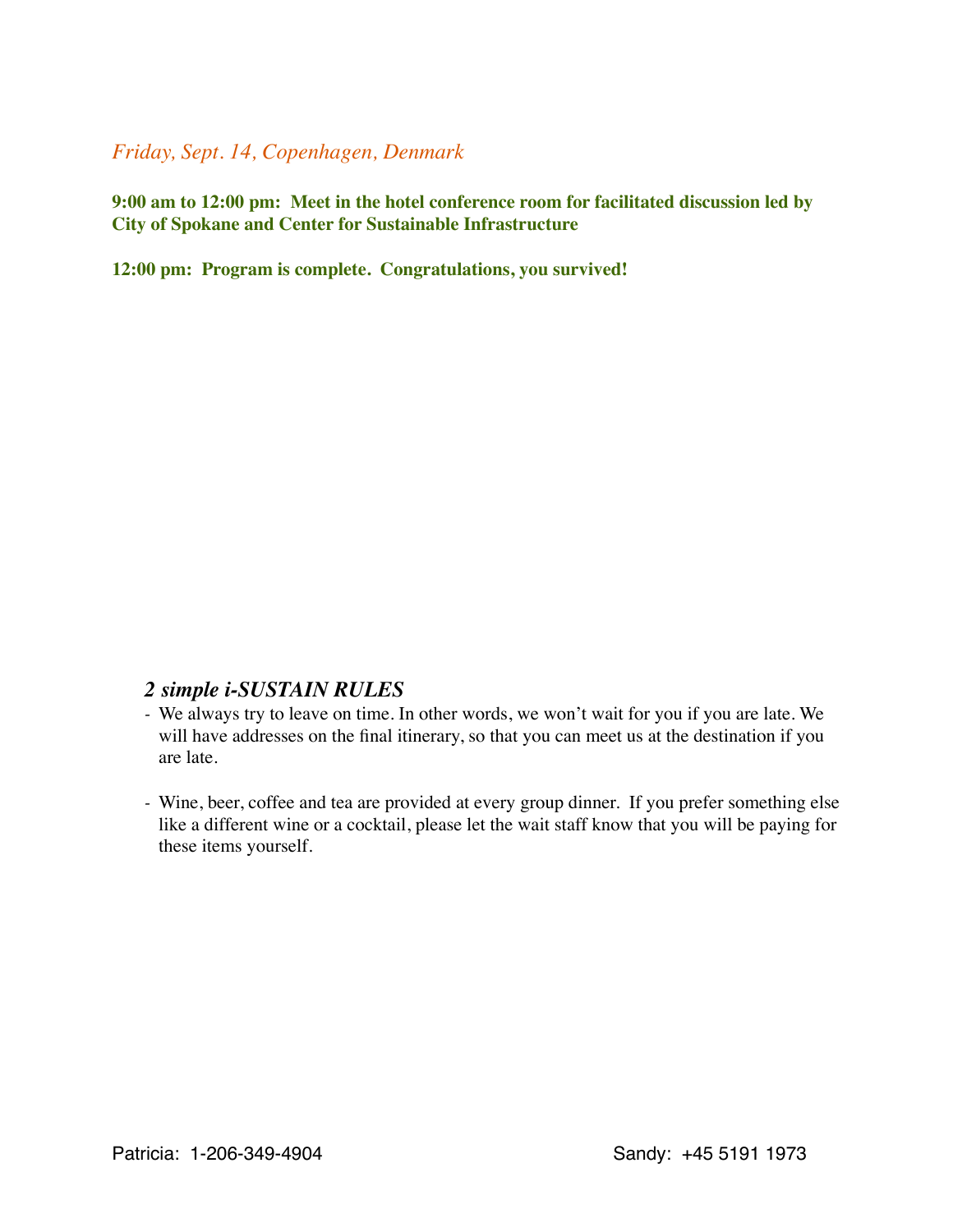*Friday, Sept. 14, Copenhagen, Denmark*

**9:00 am to 12:00 pm: Meet in the hotel conference room for facilitated discussion led by City of Spokane and Center for Sustainable Infrastructure**

**12:00 pm: Program is complete. Congratulations, you survived!**

***2 simple i-SUSTAIN RULES***

- We always try to leave on time. In other words, we won't wait for you if you are late. We will have addresses on the final itinerary, so that you can meet us at the destination if you are late.

- Wine, beer, coffee and tea are provided at every group dinner. If you prefer something else like a different wine or a cocktail, please let the wait staff know that you will be paying for these items yourself.

Patricia: 1-206-349-4904

Sandy: +45 5191 1973